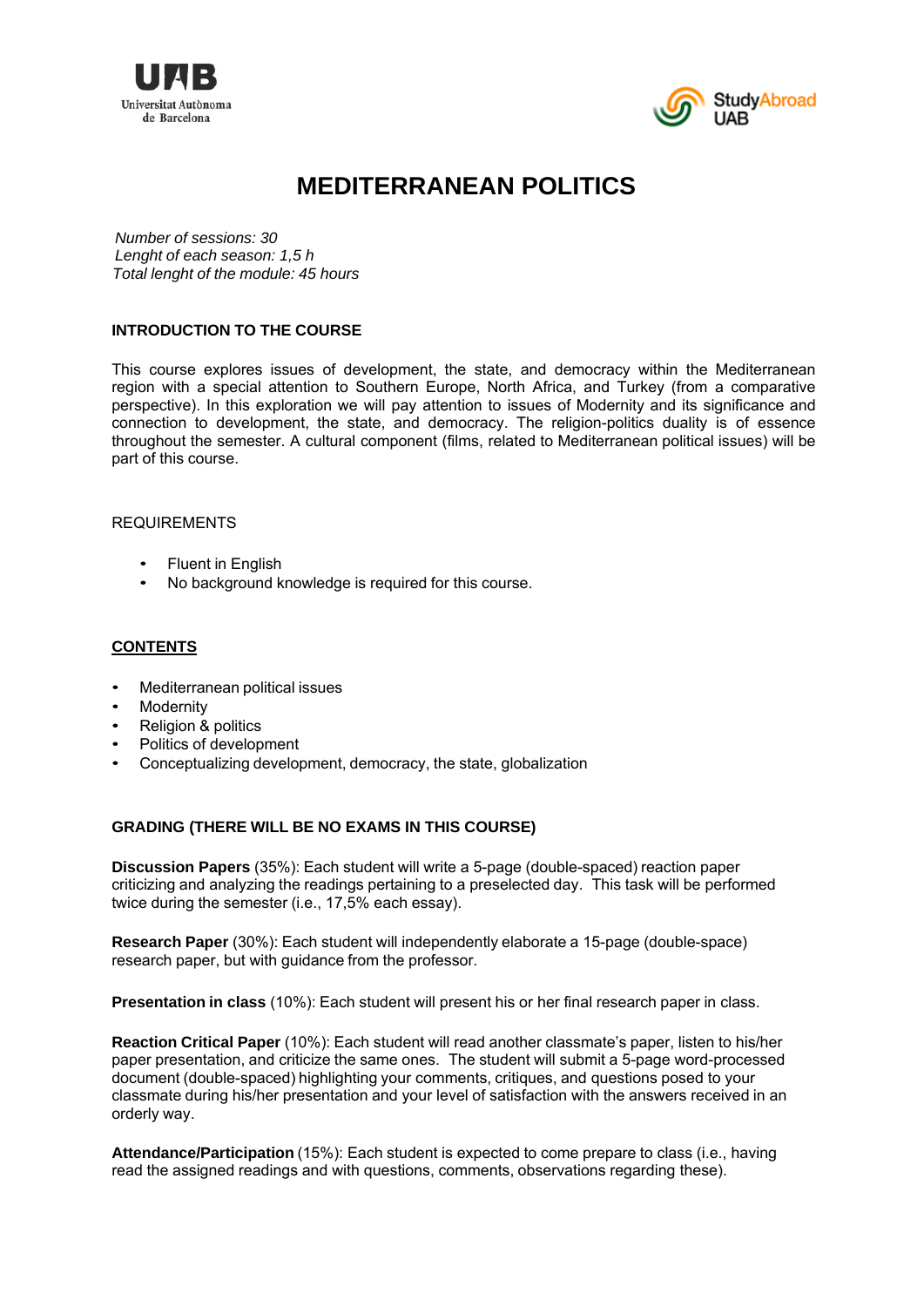# MEDITERRANEAN POLITICS

*Number of sessions: 30*
*Lenght of each season: 1,5 h*
*Total lenght of the module: 45 hours*

**INTRODUCTION TO THE COURSE**

This course explores issues of development, the state, and democracy within the Mediterranean region with a special attention to Southern Europe, North Africa, and Turkey (from a comparative perspective). In this exploration we will pay attention to issues of Modernity and its significance and connection to development, the state, and democracy. The religion-politics duality is of essence throughout the semester. A cultural component (films, related to Mediterranean political issues) will be part of this course.

REQUIREMENTS

- Fluent in English
- No background knowledge is required for this course.

**CONTENTS**

- Mediterranean political issues
- Modernity
- Religion & politics
- Politics of development
- Conceptualizing development, democracy, the state, globalization

**GRADING (THERE WILL BE NO EXAMS IN THIS COURSE)**

**Discussion Papers** (35%): Each student will write a 5-page (double-spaced) reaction paper criticizing and analyzing the readings pertaining to a preselected day. This task will be performed twice during the semester (i.e., 17,5% each essay).

**Research Paper** (30%): Each student will independently elaborate a 15-page (double-space) research paper, but with guidance from the professor.

**Presentation in class** (10%): Each student will present his or her final research paper in class.

**Reaction Critical Paper** (10%): Each student will read another classmate's paper, listen to his/her paper presentation, and criticize the same ones. The student will submit a 5-page word-processed document (double-spaced) highlighting your comments, critiques, and questions posed to your classmate during his/her presentation and your level of satisfaction with the answers received in an orderly way.

**Attendance/Participation** (15%): Each student is expected to come prepare to class (i.e., having read the assigned readings and with questions, comments, observations regarding these).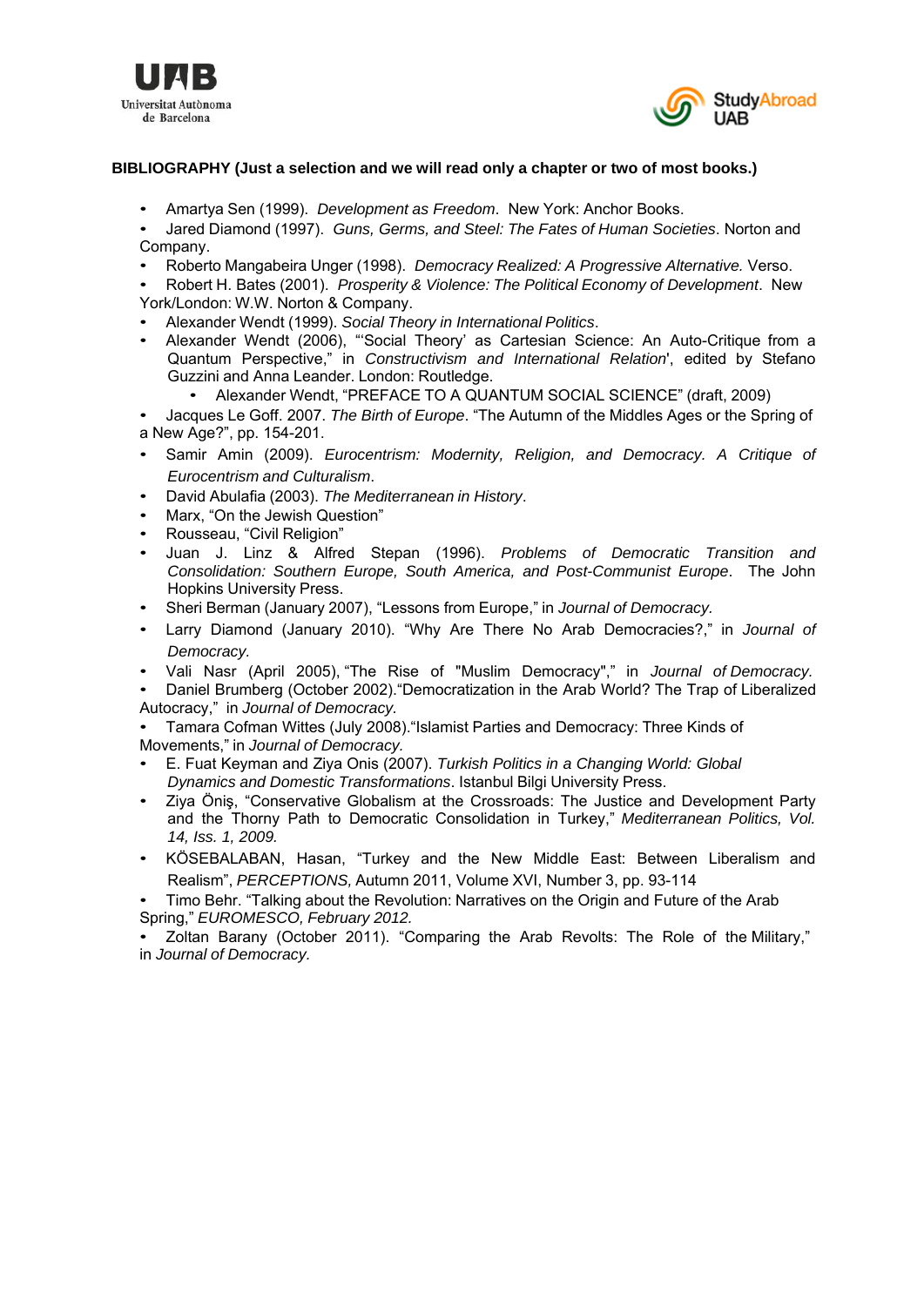**BIBLIOGRAPHY (Just a selection and we will read only a chapter or two of most books.)**

- Amartya Sen (1999). *Development as Freedom*. New York: Anchor Books.
- Jared Diamond (1997). *Guns, Germs, and Steel: The Fates of Human Societies*. Norton and Company.
- Roberto Mangabeira Unger (1998). *Democracy Realized: A Progressive Alternative.* Verso.
- Robert H. Bates (2001). *Prosperity & Violence: The Political Economy of Development*. New York/London: W.W. Norton & Company.
- Alexander Wendt (1999). *Social Theory in International Politics*.
- Alexander Wendt (2006), "'Social Theory' as Cartesian Science: An Auto-Critique from a Quantum Perspective," in *Constructivism and International Relation*', edited by Stefano Guzzini and Anna Leander. London: Routledge.
    - Alexander Wendt, "PREFACE TO A QUANTUM SOCIAL SCIENCE" (draft, 2009)
- Jacques Le Goff. 2007. *The Birth of Europe*. "The Autumn of the Middles Ages or the Spring of a New Age?", pp. 154-201.
- Samir Amin (2009). *Eurocentrism: Modernity, Religion, and Democracy. A Critique of Eurocentrism and Culturalism*.
- David Abulafia (2003). *The Mediterranean in History*.
- Marx, "On the Jewish Question"
- Rousseau, "Civil Religion"
- Juan J. Linz & Alfred Stepan (1996). *Problems of Democratic Transition and Consolidation: Southern Europe, South America, and Post-Communist Europe*. The John Hopkins University Press.
- Sheri Berman (January 2007), "Lessons from Europe," in *Journal of Democracy.*
- Larry Diamond (January 2010). "Why Are There No Arab Democracies?," in *Journal of Democracy.*
- Vali Nasr (April 2005), "The Rise of "Muslim Democracy"," in *Journal of Democracy.*
- Daniel Brumberg (October 2002)."Democratization in the Arab World? The Trap of Liberalized Autocracy," in *Journal of Democracy.*
- Tamara Cofman Wittes (July 2008)."Islamist Parties and Democracy: Three Kinds of Movements," in *Journal of Democracy.*
- E. Fuat Keyman and Ziya Onis (2007). *Turkish Politics in a Changing World: Global Dynamics and Domestic Transformations*. Istanbul Bilgi University Press.
- Ziya Öniş, "Conservative Globalism at the Crossroads: The Justice and Development Party and the Thorny Path to Democratic Consolidation in Turkey," *Mediterranean Politics, Vol. 14, Iss. 1, 2009.*
- KÖSEBALABAN, Hasan, "Turkey and the New Middle East: Between Liberalism and Realism", *PERCEPTIONS,* Autumn 2011, Volume XVI, Number 3, pp. 93-114
- Timo Behr. "Talking about the Revolution: Narratives on the Origin and Future of the Arab Spring," *EUROMESCO, February 2012.*
- Zoltan Barany (October 2011). "Comparing the Arab Revolts: The Role of the Military," in *Journal of Democracy.*